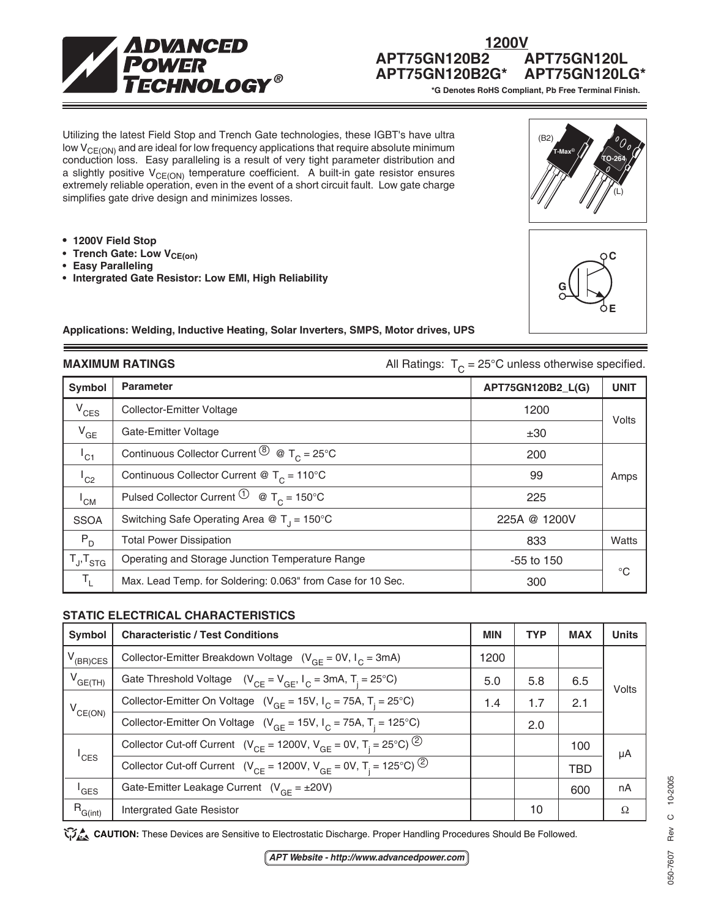# ADVANCED POWER TECHNOLOGY®

**1200V**
**APT75GN120B2 APT75GN120L**
**APT75GN120B2G* APT75GN120LG***

**\*G Denotes RoHS Compliant, Pb Free Terminal Finish.**

Utilizing the latest Field Stop and Trench Gate technologies, these IGBT's have ultra low $V_{CE(ON)}$ and are ideal for low frequency applications that require absolute minimum conduction loss. Easy paralleling is a result of very tight parameter distribution and a slightly positive $V_{CE(ON)}$ temperature coefficient. A built-in gate resistor ensures extremely reliable operation, even in the event of a short circuit fault. Low gate charge simplifies gate drive design and minimizes losses.

- **1200V Field Stop**
- **Trench Gate: Low $V_{CE(on)}$**
- **Easy Paralleling**
- **Intergrated Gate Resistor: Low EMI, High Reliability**

(B2) T-Max® TO-264 (L)

C G E

**Applications: Welding, Inductive Heating, Solar Inverters, SMPS, Motor drives, UPS**

## MAXIMUM RATINGS

All Ratings: $T_C = 25°C$ unless otherwise specified.

| Symbol | Parameter | APT75GN120B2_L(G) | UNIT |
|---|---|---|---|
| $V_{CES}$ | Collector-Emitter Voltage | 1200 | Volts |
| $V_{GE}$ | Gate-Emitter Voltage | ±30 | |
| $I_{C1}$ | Continuous Collector Current ⑧ @ $T_C = 25°C$ | 200 | Amps |
| $I_{C2}$ | Continuous Collector Current @ $T_C = 110°C$ | 99 | |
| $I_{CM}$ | Pulsed Collector Current ① @ $T_C = 150°C$ | 225 | |
| SSOA | Switching Safe Operating Area @ $T_J = 150°C$ | 225A @ 1200V | |
| $P_D$ | Total Power Dissipation | 833 | Watts |
| $T_J, T_{STG}$ | Operating and Storage Junction Temperature Range | -55 to 150 | °C |
| $T_L$ | Max. Lead Temp. for Soldering: 0.063" from Case for 10 Sec. | 300 | |

## STATIC ELECTRICAL CHARACTERISTICS

| Symbol | Characteristic / Test Conditions | MIN | TYP | MAX | Units |
|---|---|---|---|---|---|
| $V_{(BR)CES}$ | Collector-Emitter Breakdown Voltage ($V_{GE} = 0V$, $I_C = 3mA$) | 1200 | | | Volts |
| $V_{GE(TH)}$ | Gate Threshold Voltage ($V_{CE} = V_{GE}$, $I_C = 3mA$, $T_j = 25°C$) | 5.0 | 5.8 | 6.5 | |
| $V_{CE(ON)}$ | Collector-Emitter On Voltage ($V_{GE} = 15V$, $I_C = 75A$, $T_j = 25°C$) | 1.4 | 1.7 | 2.1 | |
| | Collector-Emitter On Voltage ($V_{GE} = 15V$, $I_C = 75A$, $T_j = 125°C$) | | 2.0 | | |
| $I_{CES}$ | Collector Cut-off Current ($V_{CE} = 1200V$, $V_{GE} = 0V$, $T_j = 25°C$) ② | | | 100 | μA |
| | Collector Cut-off Current ($V_{CE} = 1200V$, $V_{GE} = 0V$, $T_j = 125°C$) ② | | | TBD | |
| $I_{GES}$ | Gate-Emitter Leakage Current ($V_{GE} = ±20V$) | | | 600 | nA |
| $R_{G(int)}$ | Intergrated Gate Resistor | | 10 | | Ω |

**CAUTION:** These Devices are Sensitive to Electrostatic Discharge. Proper Handling Procedures Should Be Followed.

*APT Website - http://www.advancedpower.com*

050-7607 Rev C 10-2005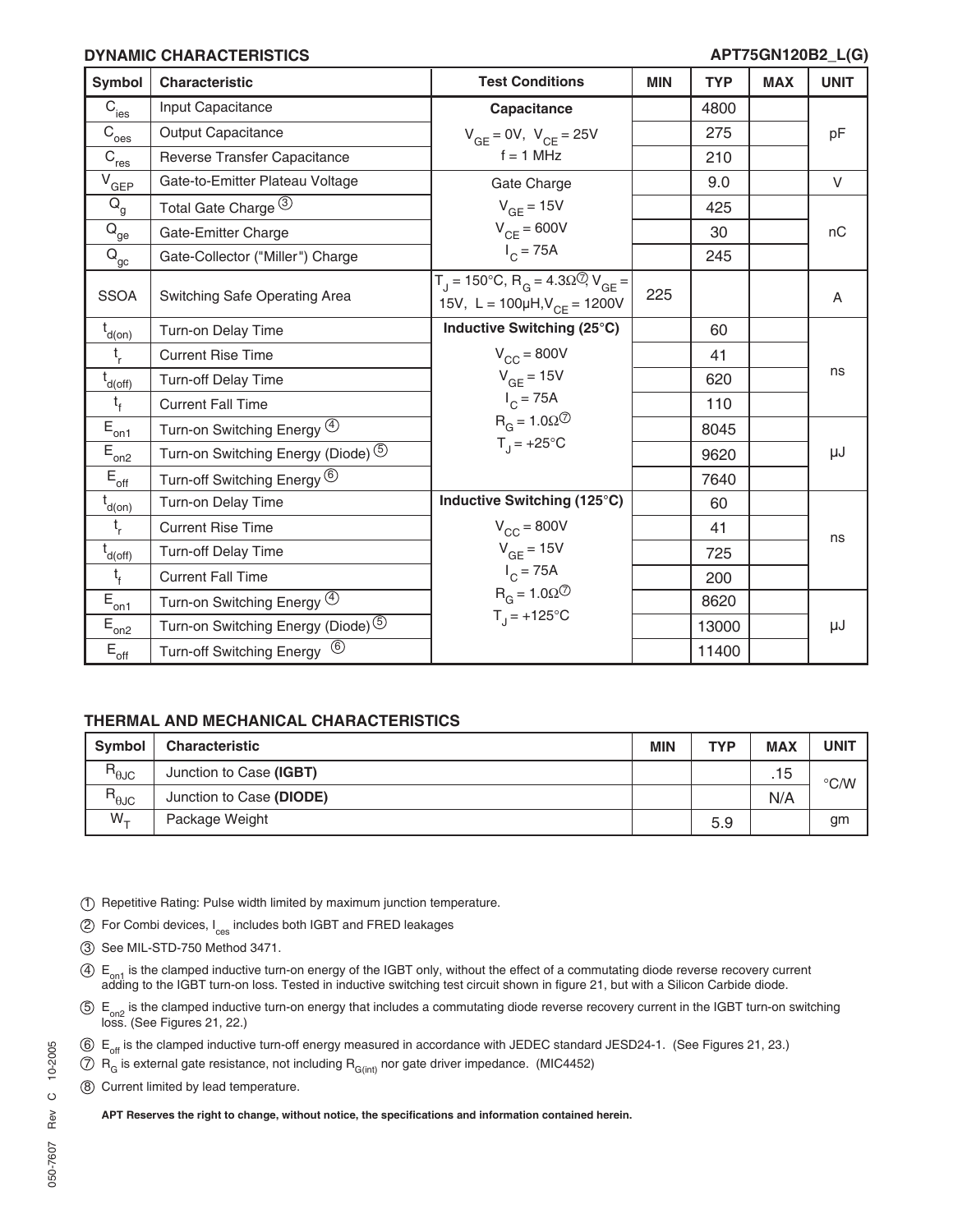## DYNAMIC CHARACTERISTICS

APT75GN120B2_L(G)

| Symbol | Characteristic | Test Conditions | MIN | TYP | MAX | UNIT |
|---|---|---|---|---|---|---|
| $C_{ies}$ | Input Capacitance | **Capacitance** | | 4800 | | pF |
| $C_{oes}$ | Output Capacitance | $V_{GE} = 0V$, $V_{CE} = 25V$ | | 275 | | |
| $C_{res}$ | Reverse Transfer Capacitance | f = 1 MHz | | 210 | | |
| $V_{GEP}$ | Gate-to-Emitter Plateau Voltage | Gate Charge | | 9.0 | | V |
| $Q_g$ | Total Gate Charge ③ | $V_{GE} = 15V$ | | 425 | | nC |
| $Q_{ge}$ | Gate-Emitter Charge | $V_{CE} = 600V$ | | 30 | | |
| $Q_{gc}$ | Gate-Collector ("Miller") Charge | $I_C = 75A$ | | 245 | | |
| SSOA | Switching Safe Operating Area | $T_J = 150°C$, $R_G = 4.3\Omega$⑦, $V_{GE} =$ 15V, L = 100μH, $V_{CE} = 1200V$ | 225 | | | A |
| $t_{d(on)}$ | Turn-on Delay Time | **Inductive Switching (25°C)** | | 60 | | ns |
| $t_r$ | Current Rise Time | $V_{CC} = 800V$ | | 41 | | |
| $t_{d(off)}$ | Turn-off Delay Time | $V_{GE} = 15V$ | | 620 | | |
| $t_f$ | Current Fall Time | $I_C = 75A$ | | 110 | | |
| $E_{on1}$ | Turn-on Switching Energy ④ | $R_G = 1.0\Omega$⑦ | | 8045 | | μJ |
| $E_{on2}$ | Turn-on Switching Energy (Diode) ⑤ | $T_J = +25°C$ | | 9620 | | |
| $E_{off}$ | Turn-off Switching Energy ⑥ | | | 7640 | | |
| $t_{d(on)}$ | Turn-on Delay Time | **Inductive Switching (125°C)** | | 60 | | ns |
| $t_r$ | Current Rise Time | $V_{CC} = 800V$ | | 41 | | |
| $t_{d(off)}$ | Turn-off Delay Time | $V_{GE} = 15V$ | | 725 | | |
| $t_f$ | Current Fall Time | $I_C = 75A$ | | 200 | | |
| $E_{on1}$ | Turn-on Switching Energy ④ | $R_G = 1.0\Omega$⑦ | | 8620 | | μJ |
| $E_{on2}$ | Turn-on Switching Energy (Diode) ⑤ | $T_J = +125°C$ | | 13000 | | |
| $E_{off}$ | Turn-off Switching Energy ⑥ | | | 11400 | | |

## THERMAL AND MECHANICAL CHARACTERISTICS

| Symbol | Characteristic | MIN | TYP | MAX | UNIT |
|---|---|---|---|---|---|
| $R_{\theta JC}$ | Junction to Case **(IGBT)** | | | .15 | °C/W |
| $R_{\theta JC}$ | Junction to Case **(DIODE)** | | | N/A | |
| $W_T$ | Package Weight | | 5.9 | | gm |

① Repetitive Rating: Pulse width limited by maximum junction temperature.

② For Combi devices, $I_{ces}$ includes both IGBT and FRED leakages

③ See MIL-STD-750 Method 3471.

④ $E_{on1}$ is the clamped inductive turn-on energy of the IGBT only, without the effect of a commutating diode reverse recovery current adding to the IGBT turn-on loss. Tested in inductive switching test circuit shown in figure 21, but with a Silicon Carbide diode.

⑤ $E_{on2}$ is the clamped inductive turn-on energy that includes a commutating diode reverse recovery current in the IGBT turn-on switching loss. (See Figures 21, 22.)

⑥ $E_{off}$ is the clamped inductive turn-off energy measured in accordance with JEDEC standard JESD24-1. (See Figures 21, 23.)

⑦ $R_G$ is external gate resistance, not including $R_{G(int)}$ nor gate driver impedance. (MIC4452)

⑧ Current limited by lead temperature.

**APT Reserves the right to change, without notice, the specifications and information contained herein.**

050-7607 Rev C 10-2005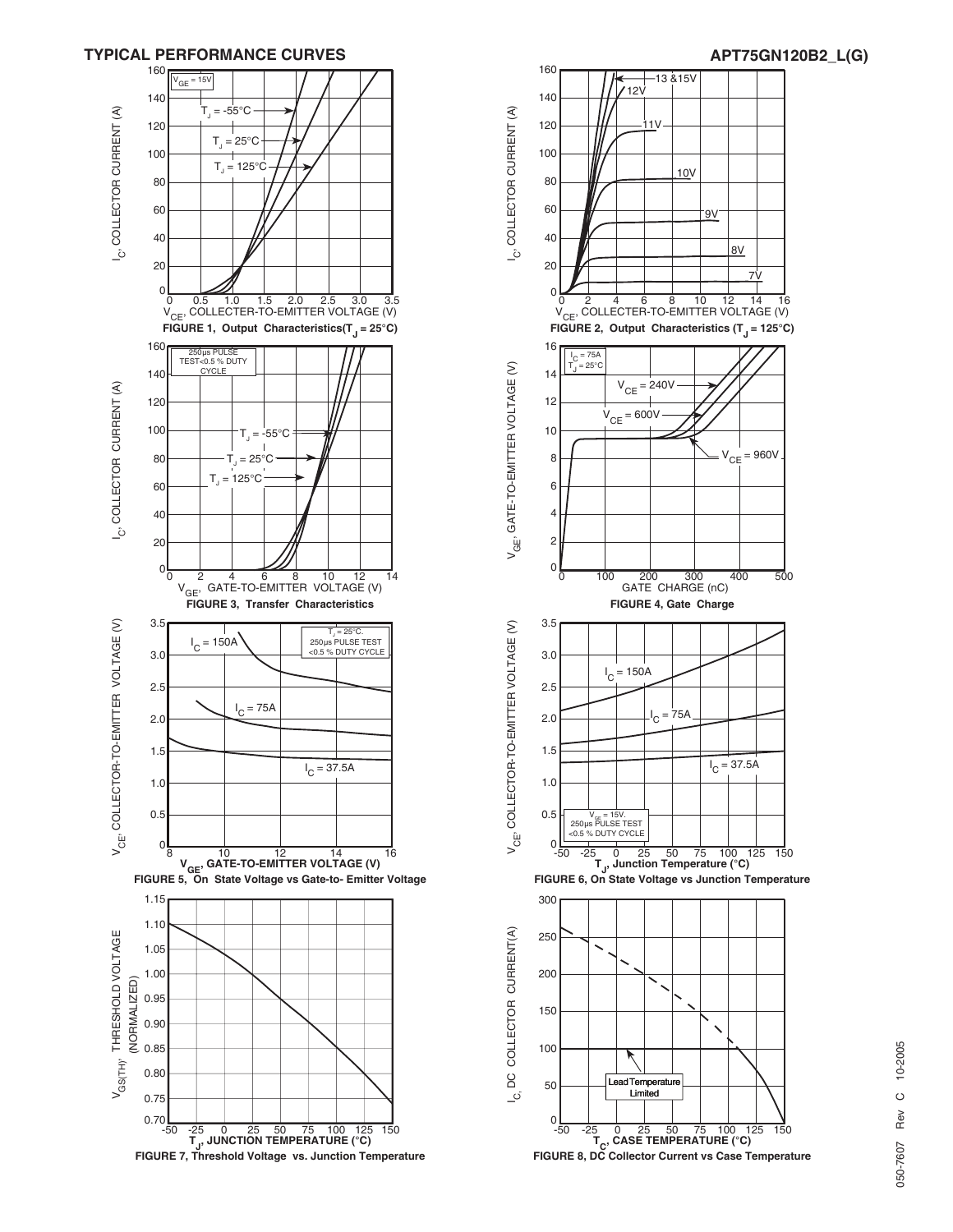## TYPICAL PERFORMANCE CURVES

**FIGURE 1, Output Characteristics($T_J$ = 25°C)**

**FIGURE 2, Output Characteristics ($T_J$ = 125°C)**

**FIGURE 3, Transfer Characteristics**

**FIGURE 4, Gate Charge**

**FIGURE 5, On State Voltage vs Gate-to- Emitter Voltage**

**FIGURE 6, On State Voltage vs Junction Temperature**

**FIGURE 7, Threshold Voltage vs. Junction Temperature**

**FIGURE 8, DC Collector Current vs Case Temperature**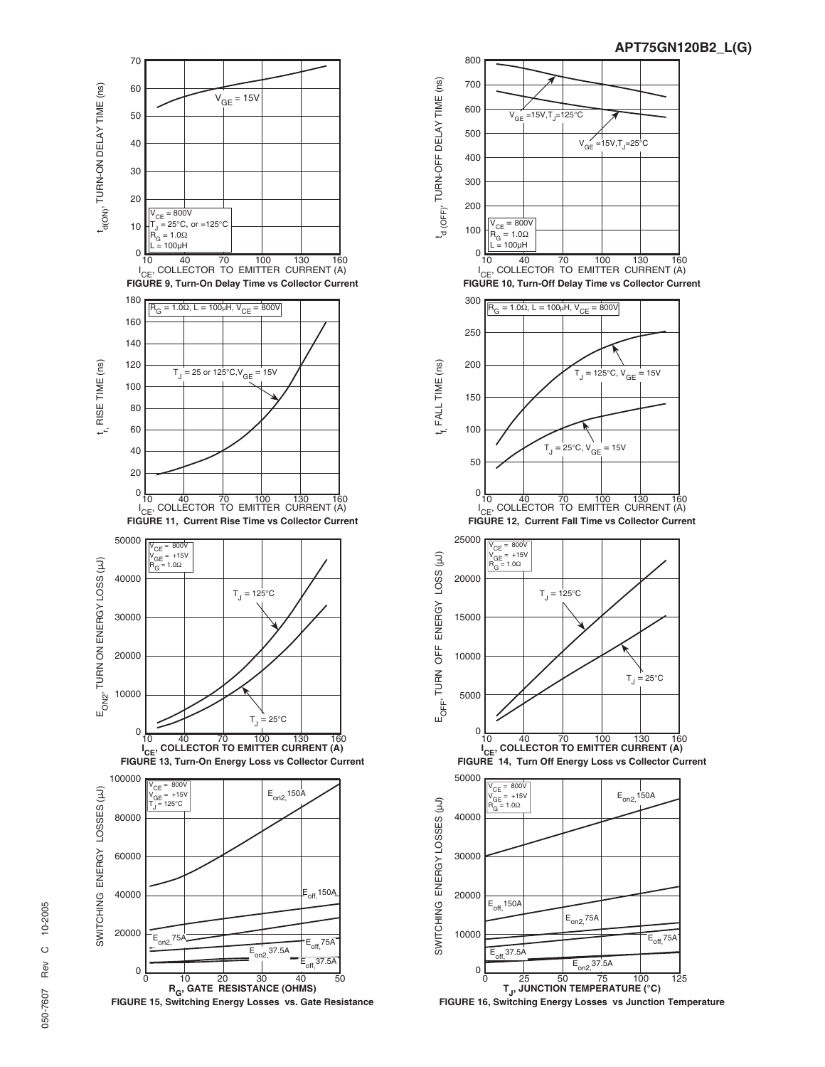FIGURE 9, Turn-On Delay Time vs Collector Current

FIGURE 10, Turn-Off Delay Time vs Collector Current

FIGURE 11, Current Rise Time vs Collector Current

FIGURE 12, Current Fall Time vs Collector Current

FIGURE 13, Turn-On Energy Loss vs Collector Current

FIGURE 14, Turn Off Energy Loss vs Collector Current

FIGURE 15, Switching Energy Losses vs. Gate Resistance

FIGURE 16, Switching Energy Losses vs Junction Temperature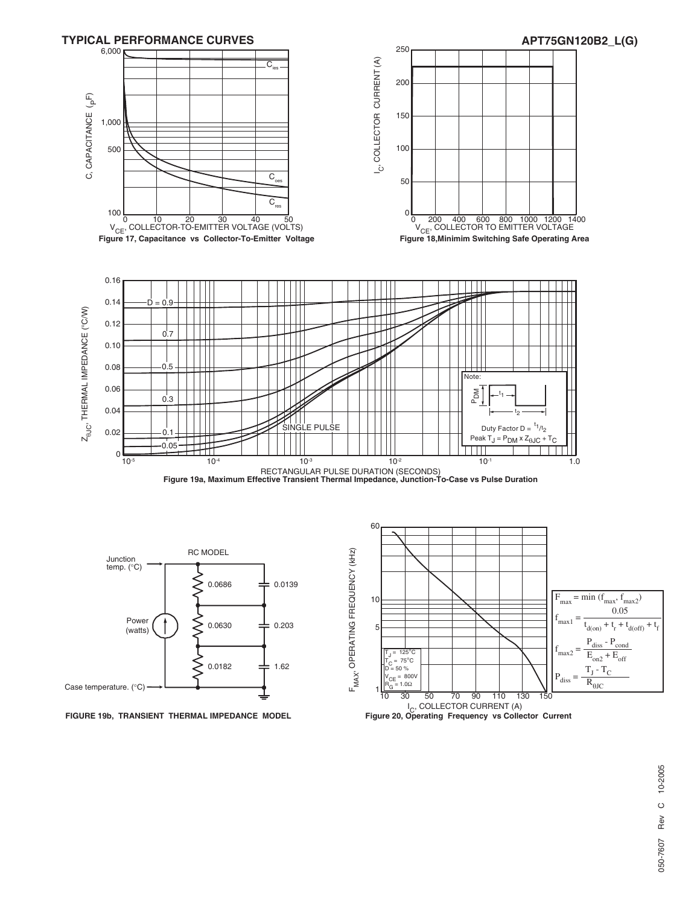## TYPICAL PERFORMANCE CURVES

Figure 17, Capacitance vs Collector-To-Emitter Voltage

Figure 18, Minimim Switching Safe Operating Area

Figure 19a, Maximum Effective Transient Thermal Impedance, Junction-To-Case vs Pulse Duration

Note: Duty Factor $D = t_1/t_2$

Peak $T_J = P_{DM} \times Z_{\theta JC} + T_C$

RC MODEL

| R (°C/W) | C |
|---|---|
| 0.0686 | 0.0139 |
| 0.0630 | 0.203 |
| 0.0182 | 1.62 |

FIGURE 19b, TRANSIENT THERMAL IMPEDANCE MODEL

$T_J$ = 125°C
$T_C$ = 75°C
D = 50 %
$V_{CE}$ = 800V
$R_G$ = 1.0Ω

$$F_{max} = \min(f_{max}, f_{max2})$$

$$f_{max1} = \frac{0.05}{t_{d(on)} + t_r + t_{d(off)} + t_f}$$

$$f_{max2} = \frac{P_{diss} - P_{cond}}{E_{on2} + E_{off}}$$

$$P_{diss} = \frac{T_J - T_C}{R_{\theta JC}}$$

Figure 20, Operating Frequency vs Collector Current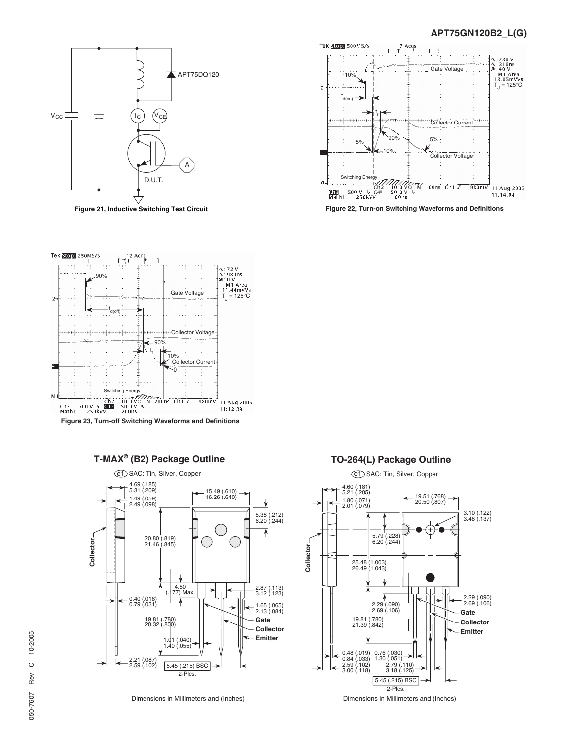V$_{CC}$

APT75DQ120

I$_C$

V$_{CE}$

A

D.U.T.

Figure 21, Inductive Switching Test Circuit

Tek Stop: 500MS/s 7 Acqs

Δ: 730 V
Δ: 316ns
@: 40 V
M1 Area
13.05mVVs
$T_J$ = 125°C

10%

$t_{d(on)}$

$t_r$

Gate Voltage

Collector Current

90%

5%

5%

10%

Collector Voltage

Switching Energy

Ch3 500 V Ch4 50.0 V M 100ns Ch1 980mV
Math1 250kVV 100ns
Ch2 10.0 VΩ

11 Aug 2005
11:14:04

Figure 22, Turn-on Switching Waveforms and Definitions

Tek Stop: 250MS/s 12 Acqs

Δ: 72 V
Δ: 980ns
@: 0 V
M1 Area
11.44mVVs
$T_J$ = 125°C

90%

$t_{d(off)}$

Gate Voltage

Collector Voltage

90%

$t_f$

10%

Collector Current

0

Switching Energy

Ch3 500 V Ch4 50.0 V M 200ns Ch1 980mV
Math1 250kVV 200ns
Ch2 10.0 VΩ

11 Aug 2005
11:12:39

Figure 23, Turn-off Switching Waveforms and Definitions

## T-MAX® (B2) Package Outline

(e1) SAC: Tin, Silver, Copper

4.69 (.185)
5.31 (.209)
1.49 (.059)
2.49 (.098)
15.49 (.610)
16.26 (.640)
5.38 (.212)
6.20 (.244)
20.80 (.819)
21.46 (.845)
4.50
(.177) Max.
2.87 (.113)
3.12 (.123)
0.40 (.016)
0.79 (.031)
1.65 (.065)
2.13 (.084)
19.81 (.780)
20.32 (.800)
1.01 (.040)
1.40 (.055)
2.21 (.087)
2.59 (.102)
5.45 (.215) BSC
2-Plcs.

Collector

Gate

Collector

Emitter

Dimensions in Millimeters and (Inches)

## TO-264(L) Package Outline

(e1) SAC: Tin, Silver, Copper

4.60 (.181)
5.21 (.205)
1.80 (.071)
2.01 (.079)
19.51 (.768)
20.50 (.807)
3.10 (.122)
3.48 (.137)
5.79 (.228)
6.20 (.244)
25.48 (1.003)
26.49 (1.043)
2.29 (.090)
2.69 (.106)
2.29 (.090)
2.69 (.106)
19.81 (.780)
21.39 (.842)
0.48 (.019)
0.84 (.033)
0.76 (.030)
1.30 (.051)
2.59 (.102)
3.00 (.118)
2.79 (.110)
3.18 (.125)
5.45 (.215) BSC
2-Plcs.

Collector

Gate

Collector

Emitter

Dimensions in Millimeters and (Inches)